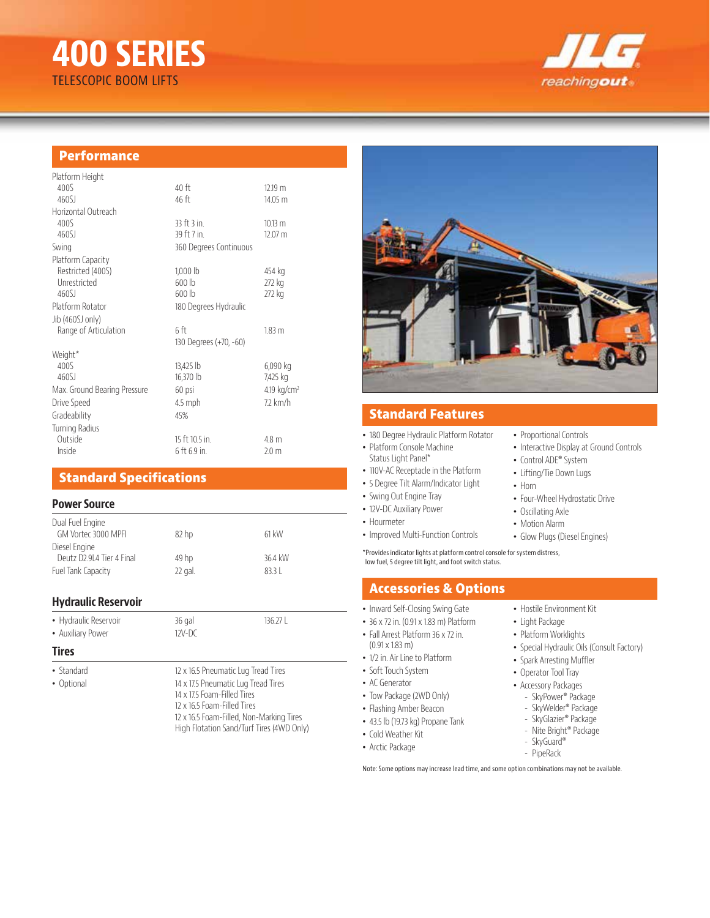# 400 SERIES

TELESCOPIC BOOM LIFTS

## Performance

| | | |
|---|---|---|
| Platform Height | | |
| 400S | 40 ft | 12.19 m |
| 460SJ | 46 ft | 14.05 m |
| Horizontal Outreach | | |
| 400S | 33 ft 3 in. | 10.13 m |
| 460SJ | 39 ft 7 in. | 12.07 m |
| Swing | 360 Degrees Continuous | |
| Platform Capacity | | |
| Restricted (400S) | 1,000 lb | 454 kg |
| Unrestricted | 600 lb | 272 kg |
| 460SJ | 600 lb | 272 kg |
| Platform Rotator | 180 Degrees Hydraulic | |
| Jib (460SJ only) | | |
| Range of Articulation | 6 ft | 1.83 m |
| | 130 Degrees (+70, -60) | |
| Weight* | | |
| 400S | 13,425 lb | 6,090 kg |
| 460SJ | 16,370 lb | 7,425 kg |
| Max. Ground Bearing Pressure | 60 psi | 4.19 kg/cm² |
| Drive Speed | 4.5 mph | 7.2 km/h |
| Gradeability | 45% | |
| Turning Radius | | |
| Outside | 15 ft 10.5 in. | 4.8 m |
| Inside | 6 ft 6.9 in. | 2.0 m |

## Standard Specifications

### Power Source

| | | |
|---|---|---|
| Dual Fuel Engine | | |
| GM Vortec 3000 MPFI | 82 hp | 61 kW |
| Diesel Engine | | |
| Deutz D2.9L4 Tier 4 Final | 49 hp | 36.4 kW |
| Fuel Tank Capacity | 22 gal. | 83.3 L |

### Hydraulic Reservoir

| | | |
|---|---|---|
| • Hydraulic Reservoir | 36 gal | 136.27 L |
| • Auxiliary Power | 12V-DC | |

### Tires

| | |
|---|---|
| • Standard | 12 x 16.5 Pneumatic Lug Tread Tires |
| • Optional | 14 x 17.5 Pneumatic Lug Tread Tires<br>14 x 17.5 Foam-Filled Tires<br>12 x 16.5 Foam-Filled Tires<br>12 x 16.5 Foam-Filled, Non-Marking Tires<br>High Flotation Sand/Turf Tires (4WD Only) |

## Standard Features

- 180 Degree Hydraulic Platform Rotator
- Platform Console Machine Status Light Panel*
- 110V-AC Receptacle in the Platform
- 5 Degree Tilt Alarm/Indicator Light
- Swing Out Engine Tray
- 12V-DC Auxiliary Power
- Hourmeter
- Improved Multi-Function Controls
- Proportional Controls
- Interactive Display at Ground Controls
- Control ADE® System
- Lifting/Tie Down Lugs
- Horn
- Four-Wheel Hydrostatic Drive
- Oscillating Axle
- Motion Alarm
- Glow Plugs (Diesel Engines)

*Provides indicator lights at platform control console for system distress, low fuel, 5 degree tilt light, and foot switch status.

## Accessories & Options

- Inward Self-Closing Swing Gate
- 36 x 72 in. (0.91 x 1.83 m) Platform
- Fall Arrest Platform 36 x 72 in. (0.91 x 1.83 m)
- 1/2 in. Air Line to Platform
- Soft Touch System
- AC Generator
- Tow Package (2WD Only)
- Flashing Amber Beacon
- 43.5 lb (19.73 kg) Propane Tank
- Cold Weather Kit
- Arctic Package
- Hostile Environment Kit
- Light Package
- Platform Worklights
- Special Hydraulic Oils (Consult Factory)
- Spark Arresting Muffler
- Operator Tool Tray
- Accessory Packages
  - SkyPower® Package
  - SkyWelder® Package
  - SkyGlazier® Package
  - Nite Bright® Package
  - SkyGuard®
  - PipeRack

Note: Some options may increase lead time, and some option combinations may not be available.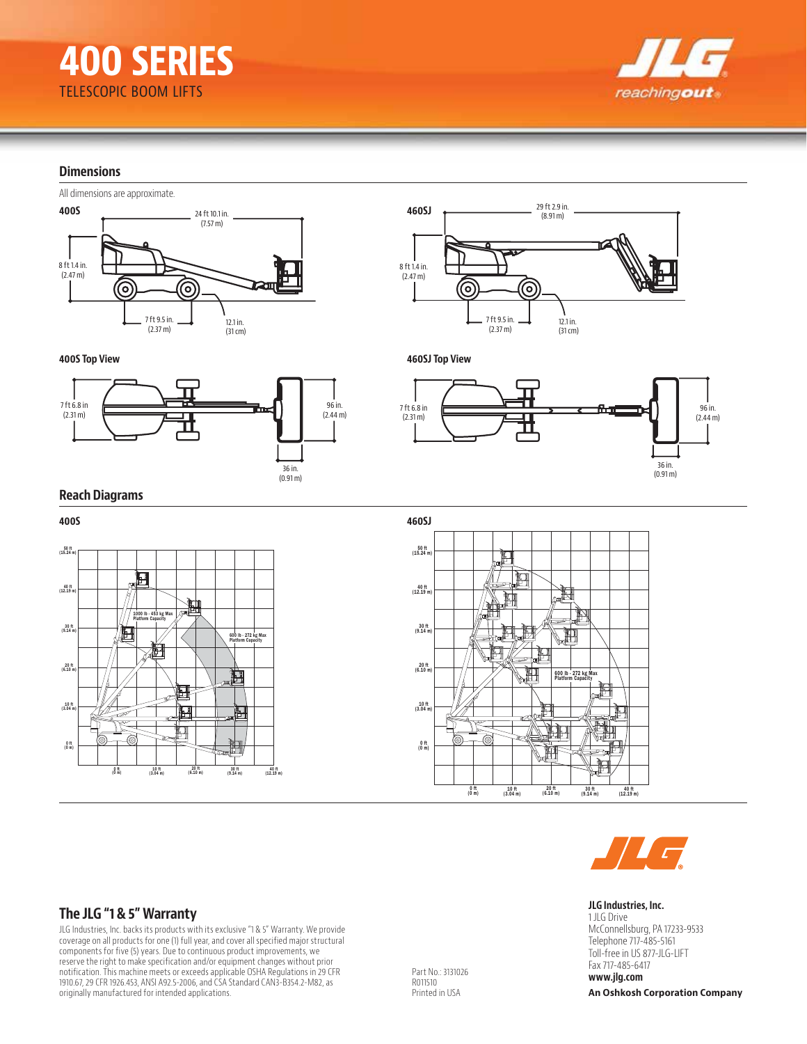# 400 SERIES

TELESCOPIC BOOM LIFTS

JLG reachingout

## Dimensions

All dimensions are approximate.

**400S**

24 ft 10.1 in. (7.57 m)

8 ft 1.4 in. (2.47 m)

7 ft 9.5 in. (2.37 m)

12.1 in. (31 cm)

**460SJ**

29 ft 2.9 in. (8.91 m)

8 ft 1.4 in. (2.47 m)

7 ft 9.5 in. (2.37 m)

12.1 in. (31 cm)

**400S Top View**

7 ft 6.8 in (2.31 m)

96 in. (2.44 m)

36 in. (0.91 m)

**460SJ Top View**

7 ft 6.8 in (2.31 m)

96 in. (2.44 m)

36 in. (0.91 m)

## Reach Diagrams

**400S**

50 ft (15.24 m)
40 ft (12.19 m)
30 ft (9.14 m)
20 ft (6.10 m)
10 ft (3.04 m)
0 ft (0 m)

0 ft (0 m)
10 ft (3.04 m)
20 ft (6.10 m)
30 ft (9.14 m)
40 ft (12.19 m)

1000 lb - 453 kg Max Platform Capacity

600 lb - 272 kg Max Platform Capacity

**460SJ**

50 ft (15.24 m)
40 ft (12.19 m)
30 ft (9.14 m)
20 ft (6.10 m)
10 ft (3.04 m)
0 ft (0 m)

0 ft (0 m)
10 ft (3.04 m)
20 ft (6.10 m)
30 ft (9.14 m)
40 ft (12.19 m)

600 lb - 272 kg Max Platform Capacity

## The JLG "1 & 5" Warranty

JLG Industries, Inc. backs its products with its exclusive "1 & 5" Warranty. We provide coverage on all products for one (1) full year, and cover all specified major structural components for five (5) years. Due to continuous product improvements, we reserve the right to make specification and/or equipment changes without prior notification. This machine meets or exceeds applicable OSHA Regulations in 29 CFR 1910.67, 29 CFR 1926.453, ANSI A92.5-2006, and CSA Standard CAN3-B354.2-M82, as originally manufactured for intended applications.

Part No.: 3131026
R011510
Printed in USA

**JLG Industries, Inc.**
1 JLG Drive
McConnellsburg, PA 17233-9533
Telephone 717-485-5161
Toll-free in US 877-JLG-LIFT
Fax 717-485-6417
**www.jlg.com**

**An Oshkosh Corporation Company**